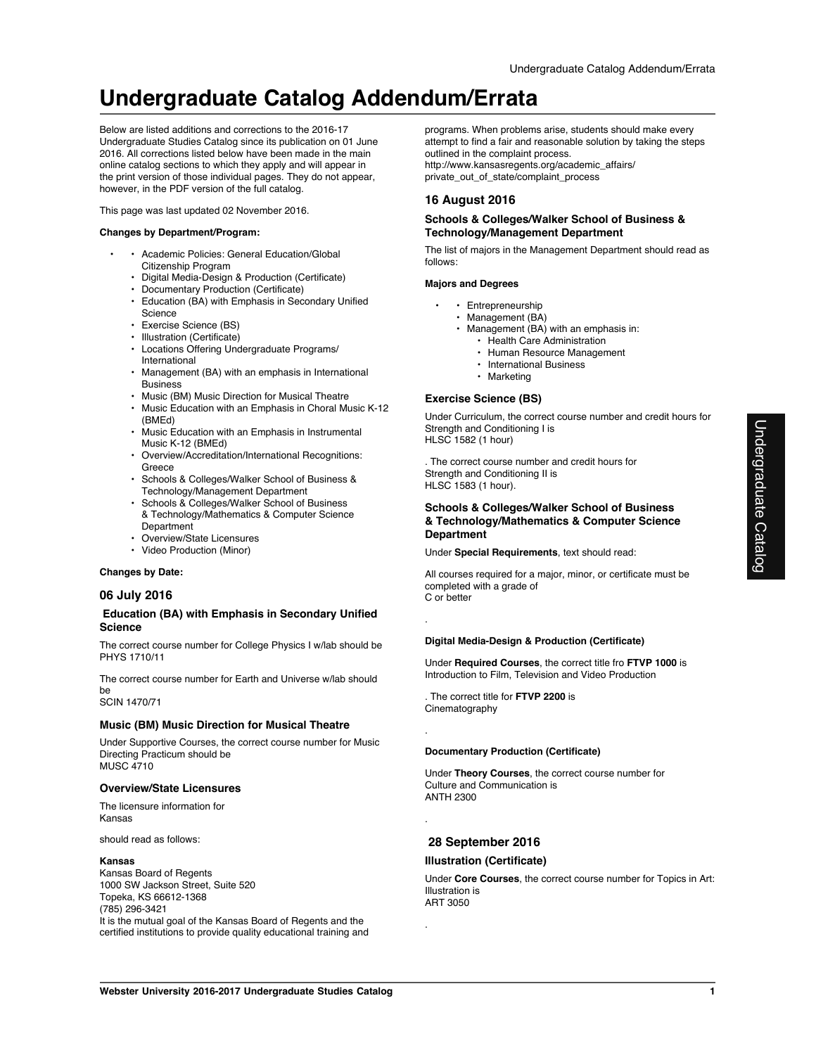# Undergraduate Catalog Addendum/Errata

Below are listed additions and corrections to the 2016-17 Undergraduate Studies Catalog since its publication on 01 June 2016. All corrections listed below have been made in the main online catalog sections to which they apply and will appear in the print version of those individual pages. They do not appear, however, in the PDF version of the full catalog.

This page was last updated 02 November 2016.

**Changes by Department/Program:**

- Academic Policies: General Education/Global Citizenship Program
- Digital Media-Design & Production (Certificate)
- Documentary Production (Certificate)
- Education (BA) with Emphasis in Secondary Unified Science
- Exercise Science (BS)
- Illustration (Certificate)
- Locations Offering Undergraduate Programs/International
- Management (BA) with an emphasis in International Business
- Music (BM) Music Direction for Musical Theatre
- Music Education with an Emphasis in Choral Music K-12 (BMEd)
- Music Education with an Emphasis in Instrumental Music K-12 (BMEd)
- Overview/Accreditation/International Recognitions: Greece
- Schools & Colleges/Walker School of Business & Technology/Management Department
- Schools & Colleges/Walker School of Business & Technology/Mathematics & Computer Science Department
- Overview/State Licensures
- Video Production (Minor)

**Changes by Date:**

## 06 July 2016

### Education (BA) with Emphasis in Secondary Unified Science

The correct course number for College Physics I w/lab should be PHYS 1710/11

The correct course number for Earth and Universe w/lab should be SCIN 1470/71

### Music (BM) Music Direction for Musical Theatre

Under Supportive Courses, the correct course number for Music Directing Practicum should be MUSC 4710

### Overview/State Licensures

The licensure information for Kansas

should read as follows:

**Kansas**
Kansas Board of Regents
1000 SW Jackson Street, Suite 520
Topeka, KS 66612-1368
(785) 296-3421
It is the mutual goal of the Kansas Board of Regents and the certified institutions to provide quality educational training and programs. When problems arise, students should make every attempt to find a fair and reasonable solution by taking the steps outlined in the complaint process.
http://www.kansasregents.org/academic_affairs/private_out_of_state/complaint_process

## 16 August 2016

### Schools & Colleges/Walker School of Business & Technology/Management Department

The list of majors in the Management Department should read as follows:

**Majors and Degrees**

- Entrepreneurship
- Management (BA)
- Management (BA) with an emphasis in:
  - Health Care Administration
  - Human Resource Management
  - International Business
  - Marketing

### Exercise Science (BS)

Under Curriculum, the correct course number and credit hours for Strength and Conditioning I is HLSC 1582 (1 hour)

. The correct course number and credit hours for Strength and Conditioning II is HLSC 1583 (1 hour).

### Schools & Colleges/Walker School of Business & Technology/Mathematics & Computer Science Department

Under **Special Requirements**, text should read:

All courses required for a major, minor, or certificate must be completed with a grade of C or better

.

**Digital Media-Design & Production (Certificate)**

Under **Required Courses**, the correct title fro **FTVP 1000** is Introduction to Film, Television and Video Production

. The correct title for **FTVP 2200** is Cinematography

.

**Documentary Production (Certificate)**

Under **Theory Courses**, the correct course number for Culture and Communication is ANTH 2300

.

## 28 September 2016

### Illustration (Certificate)

Under **Core Courses**, the correct course number for Topics in Art: Illustration is ART 3050

.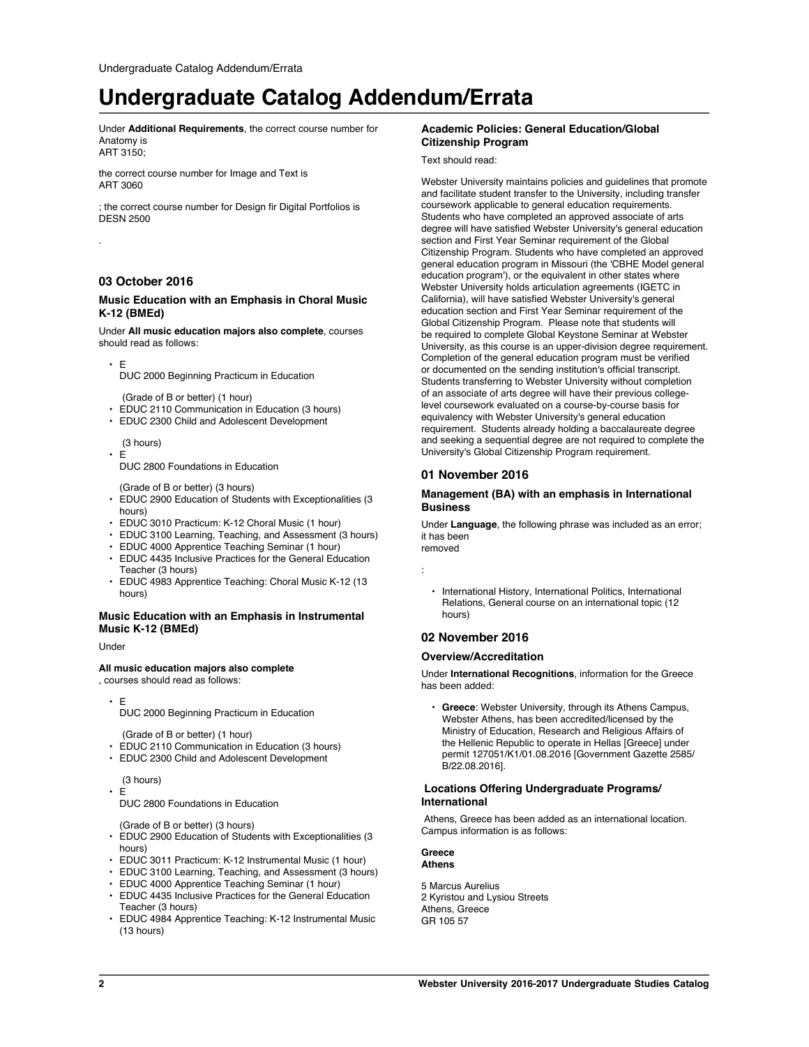# Undergraduate Catalog Addendum/Errata

Under **Additional Requirements**, the correct course number for Anatomy is ART 3150;

the correct course number for Image and Text is ART 3060

; the correct course number for Design fir Digital Portfolios is DESN 2500

.

## 03 October 2016

### Music Education with an Emphasis in Choral Music K-12 (BMEd)

Under **All music education majors also complete**, courses should read as follows:

- EDUC 2000 Beginning Practicum in Education (Grade of B or better) (1 hour)
- EDUC 2110 Communication in Education (3 hours)
- EDUC 2300 Child and Adolescent Development (3 hours)
- EDUC 2800 Foundations in Education (Grade of B or better) (3 hours)
- EDUC 2900 Education of Students with Exceptionalities (3 hours)
- EDUC 3010 Practicum: K-12 Choral Music (1 hour)
- EDUC 3100 Learning, Teaching, and Assessment (3 hours)
- EDUC 4000 Apprentice Teaching Seminar (1 hour)
- EDUC 4435 Inclusive Practices for the General Education Teacher (3 hours)
- EDUC 4983 Apprentice Teaching: Choral Music K-12 (13 hours)

### Music Education with an Emphasis in Instrumental Music K-12 (BMEd)

Under **All music education majors also complete**, courses should read as follows:

- EDUC 2000 Beginning Practicum in Education (Grade of B or better) (1 hour)
- EDUC 2110 Communication in Education (3 hours)
- EDUC 2300 Child and Adolescent Development (3 hours)
- EDUC 2800 Foundations in Education (Grade of B or better) (3 hours)
- EDUC 2900 Education of Students with Exceptionalities (3 hours)
- EDUC 3011 Practicum: K-12 Instrumental Music (1 hour)
- EDUC 3100 Learning, Teaching, and Assessment (3 hours)
- EDUC 4000 Apprentice Teaching Seminar (1 hour)
- EDUC 4435 Inclusive Practices for the General Education Teacher (3 hours)
- EDUC 4984 Apprentice Teaching: K-12 Instrumental Music (13 hours)

### Academic Policies: General Education/Global Citizenship Program

Text should read:

Webster University maintains policies and guidelines that promote and facilitate student transfer to the University, including transfer coursework applicable to general education requirements. Students who have completed an approved associate of arts degree will have satisfied Webster University's general education section and First Year Seminar requirement of the Global Citizenship Program. Students who have completed an approved general education program in Missouri (the 'CBHE Model general education program'), or the equivalent in other states where Webster University holds articulation agreements (IGETC in California), will have satisfied Webster University's general education section and First Year Seminar requirement of the Global Citizenship Program. Please note that students will be required to complete Global Keystone Seminar at Webster University, as this course is an upper-division degree requirement. Completion of the general education program must be verified or documented on the sending institution's official transcript. Students transferring to Webster University without completion of an associate of arts degree will have their previous college-level coursework evaluated on a course-by-course basis for equivalency with Webster University's general education requirement. Students already holding a baccalaureate degree and seeking a sequential degree are not required to complete the University's Global Citizenship Program requirement.

## 01 November 2016

### Management (BA) with an emphasis in International Business

Under **Language**, the following phrase was included as an error; it has been removed:

- International History, International Politics, International Relations, General course on an international topic (12 hours)

## 02 November 2016

### Overview/Accreditation

Under **International Recognitions**, information for the Greece has been added:

- **Greece**: Webster University, through its Athens Campus, Webster Athens, has been accredited/licensed by the Ministry of Education, Research and Religious Affairs of the Hellenic Republic to operate in Hellas [Greece] under permit 127051/K1/01.08.2016 [Government Gazette 2585/B/22.08.2016].

### Locations Offering Undergraduate Programs/International

Athens, Greece has been added as an international location. Campus information is as follows:

**Greece**
**Athens**

5 Marcus Aurelius
2 Kyristou and Lysiou Streets
Athens, Greece
GR 105 57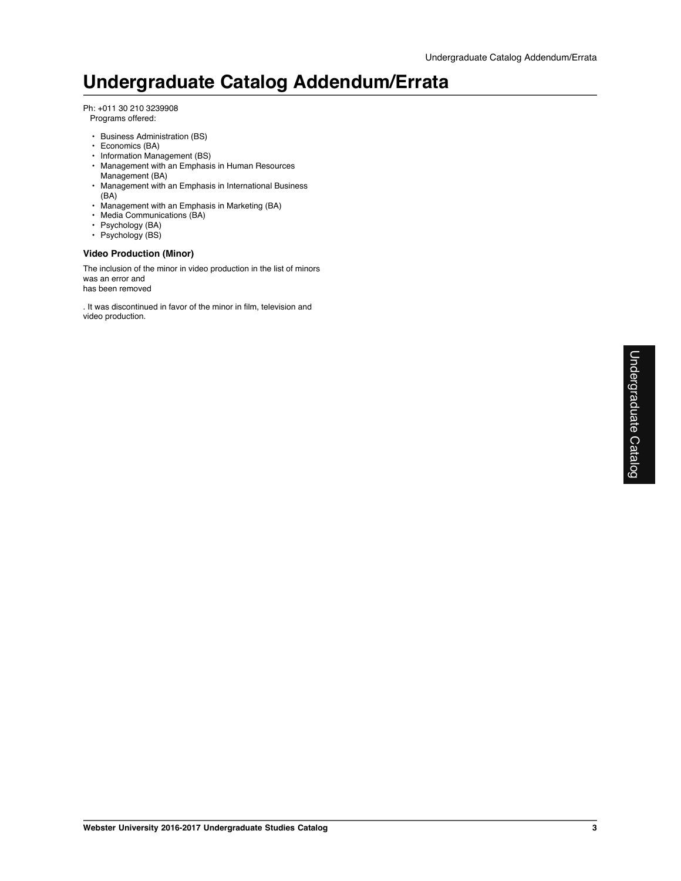# Undergraduate Catalog Addendum/Errata

Ph: +011 30 210 3239908
Programs offered:

- Business Administration (BS)
- Economics (BA)
- Information Management (BS)
- Management with an Emphasis in Human Resources Management (BA)
- Management with an Emphasis in International Business (BA)
- Management with an Emphasis in Marketing (BA)
- Media Communications (BA)
- Psychology (BA)
- Psychology (BS)

### Video Production (Minor)

The inclusion of the minor in video production in the list of minors was an error and
has been removed

. It was discontinued in favor of the minor in film, television and video production.